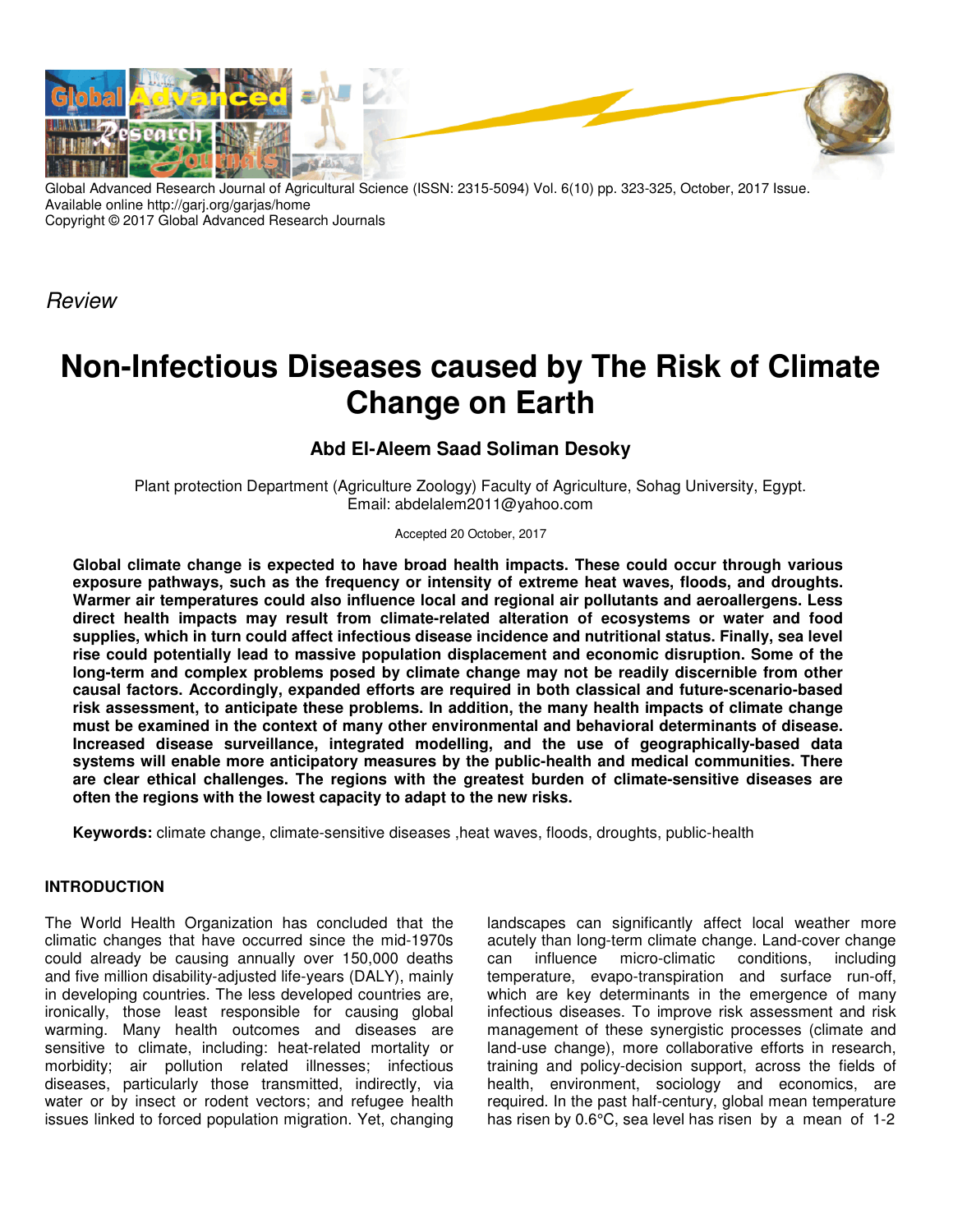Global Advanced Research Journal of Agricultural Science (ISSN: 2315-5094) Vol. 6(10) pp. 323-325, October, 2017 Issue.
Available online http://garj.org/garjas/home
Copyright © 2017 Global Advanced Research Journals

*Review*

# Non-Infectious Diseases caused by The Risk of Climate Change on Earth

### Abd El-Aleem Saad Soliman Desoky

Plant protection Department (Agriculture Zoology) Faculty of Agriculture, Sohag University, Egypt.
Email: abdelalem2011@yahoo.com

Accepted 20 October, 2017

**Global climate change is expected to have broad health impacts. These could occur through various exposure pathways, such as the frequency or intensity of extreme heat waves, floods, and droughts. Warmer air temperatures could also influence local and regional air pollutants and aeroallergens. Less direct health impacts may result from climate-related alteration of ecosystems or water and food supplies, which in turn could affect infectious disease incidence and nutritional status. Finally, sea level rise could potentially lead to massive population displacement and economic disruption. Some of the long-term and complex problems posed by climate change may not be readily discernible from other causal factors. Accordingly, expanded efforts are required in both classical and future-scenario-based risk assessment, to anticipate these problems. In addition, the many health impacts of climate change must be examined in the context of many other environmental and behavioral determinants of disease. Increased disease surveillance, integrated modelling, and the use of geographically-based data systems will enable more anticipatory measures by the public-health and medical communities. There are clear ethical challenges. The regions with the greatest burden of climate-sensitive diseases are often the regions with the lowest capacity to adapt to the new risks.**

**Keywords:** climate change, climate-sensitive diseases ,heat waves, floods, droughts, public-health

## INTRODUCTION

The World Health Organization has concluded that the climatic changes that have occurred since the mid-1970s could already be causing annually over 150,000 deaths and five million disability-adjusted life-years (DALY), mainly in developing countries. The less developed countries are, ironically, those least responsible for causing global warming. Many health outcomes and diseases are sensitive to climate, including: heat-related mortality or morbidity; air pollution related illnesses; infectious diseases, particularly those transmitted, indirectly, via water or by insect or rodent vectors; and refugee health issues linked to forced population migration. Yet, changing landscapes can significantly affect local weather more acutely than long-term climate change. Land-cover change can influence micro-climatic conditions, including temperature, evapo-transpiration and surface run-off, which are key determinants in the emergence of many infectious diseases. To improve risk assessment and risk management of these synergistic processes (climate and land-use change), more collaborative efforts in research, training and policy-decision support, across the fields of health, environment, sociology and economics, are required. In the past half-century, global mean temperature has risen by 0.6°C, sea level has risen by a mean of 1-2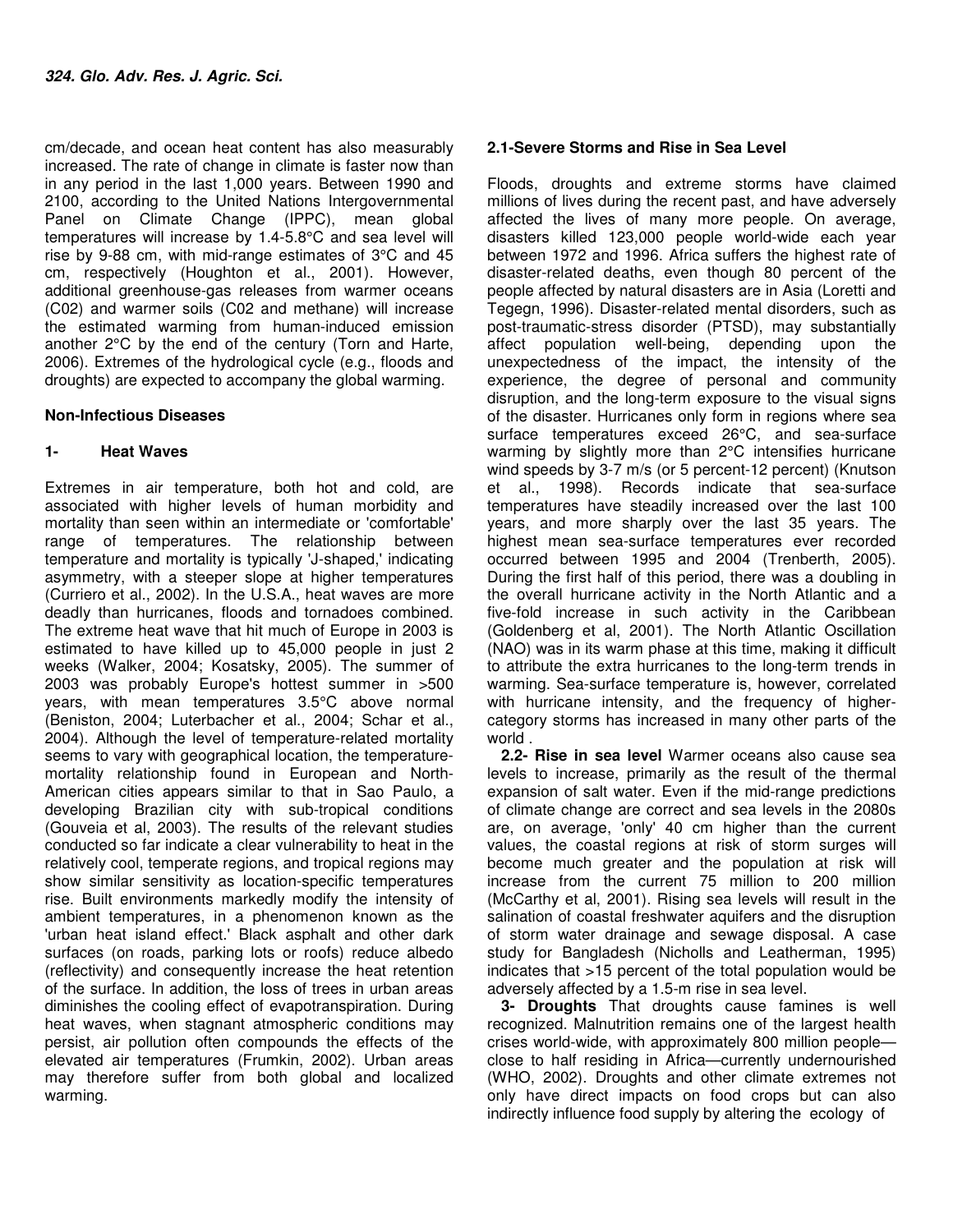cm/decade, and ocean heat content has also measurably increased. The rate of change in climate is faster now than in any period in the last 1,000 years. Between 1990 and 2100, according to the United Nations Intergovernmental Panel on Climate Change (IPPC), mean global temperatures will increase by 1.4-5.8°C and sea level will rise by 9-88 cm, with mid-range estimates of 3°C and 45 cm, respectively (Houghton et al., 2001). However, additional greenhouse-gas releases from warmer oceans (C02) and warmer soils (C02 and methane) will increase the estimated warming from human-induced emission another 2°C by the end of the century (Torn and Harte, 2006). Extremes of the hydrological cycle (e.g., floods and droughts) are expected to accompany the global warming.

## Non-Infectious Diseases

### 1- Heat Waves

Extremes in air temperature, both hot and cold, are associated with higher levels of human morbidity and mortality than seen within an intermediate or 'comfortable' range of temperatures. The relationship between temperature and mortality is typically 'J-shaped,' indicating asymmetry, with a steeper slope at higher temperatures (Curriero et al., 2002). In the U.S.A., heat waves are more deadly than hurricanes, floods and tornadoes combined. The extreme heat wave that hit much of Europe in 2003 is estimated to have killed up to 45,000 people in just 2 weeks (Walker, 2004; Kosatsky, 2005). The summer of 2003 was probably Europe's hottest summer in >500 years, with mean temperatures 3.5°C above normal (Beniston, 2004; Luterbacher et al., 2004; Schar et al., 2004). Although the level of temperature-related mortality seems to vary with geographical location, the temperature-mortality relationship found in European and North-American cities appears similar to that in Sao Paulo, a developing Brazilian city with sub-tropical conditions (Gouveia et al, 2003). The results of the relevant studies conducted so far indicate a clear vulnerability to heat in the relatively cool, temperate regions, and tropical regions may show similar sensitivity as location-specific temperatures rise. Built environments markedly modify the intensity of ambient temperatures, in a phenomenon known as the 'urban heat island effect.' Black asphalt and other dark surfaces (on roads, parking lots or roofs) reduce albedo (reflectivity) and consequently increase the heat retention of the surface. In addition, the loss of trees in urban areas diminishes the cooling effect of evapotranspiration. During heat waves, when stagnant atmospheric conditions may persist, air pollution often compounds the effects of the elevated air temperatures (Frumkin, 2002). Urban areas may therefore suffer from both global and localized warming.

### 2.1-Severe Storms and Rise in Sea Level

Floods, droughts and extreme storms have claimed millions of lives during the recent past, and have adversely affected the lives of many more people. On average, disasters killed 123,000 people world-wide each year between 1972 and 1996. Africa suffers the highest rate of disaster-related deaths, even though 80 percent of the people affected by natural disasters are in Asia (Loretti and Tegegn, 1996). Disaster-related mental disorders, such as post-traumatic-stress disorder (PTSD), may substantially affect population well-being, depending upon the unexpectedness of the impact, the intensity of the experience, the degree of personal and community disruption, and the long-term exposure to the visual signs of the disaster. Hurricanes only form in regions where sea surface temperatures exceed 26°C, and sea-surface warming by slightly more than 2°C intensifies hurricane wind speeds by 3-7 m/s (or 5 percent-12 percent) (Knutson et al., 1998). Records indicate that sea-surface temperatures have steadily increased over the last 100 years, and more sharply over the last 35 years. The highest mean sea-surface temperatures ever recorded occurred between 1995 and 2004 (Trenberth, 2005). During the first half of this period, there was a doubling in the overall hurricane activity in the North Atlantic and a five-fold increase in such activity in the Caribbean (Goldenberg et al, 2001). The North Atlantic Oscillation (NAO) was in its warm phase at this time, making it difficult to attribute the extra hurricanes to the long-term trends in warming. Sea-surface temperature is, however, correlated with hurricane intensity, and the frequency of higher-category storms has increased in many other parts of the world .

**2.2- Rise in sea level** Warmer oceans also cause sea levels to increase, primarily as the result of the thermal expansion of salt water. Even if the mid-range predictions of climate change are correct and sea levels in the 2080s are, on average, 'only' 40 cm higher than the current values, the coastal regions at risk of storm surges will become much greater and the population at risk will increase from the current 75 million to 200 million (McCarthy et al, 2001). Rising sea levels will result in the salination of coastal freshwater aquifers and the disruption of storm water drainage and sewage disposal. A case study for Bangladesh (Nicholls and Leatherman, 1995) indicates that >15 percent of the total population would be adversely affected by a 1.5-m rise in sea level.

**3- Droughts** That droughts cause famines is well recognized. Malnutrition remains one of the largest health crises world-wide, with approximately 800 million people—close to half residing in Africa—currently undernourished (WHO, 2002). Droughts and other climate extremes not only have direct impacts on food crops but can also indirectly influence food supply by altering the ecology of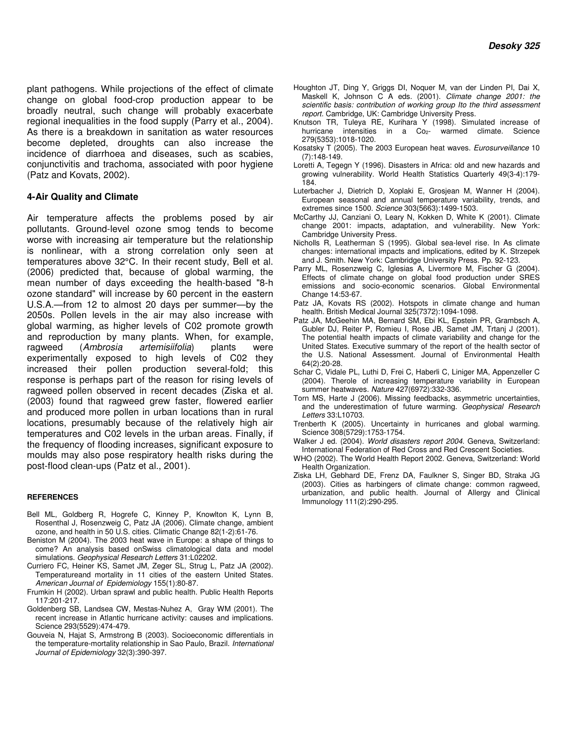plant pathogens. While projections of the effect of climate change on global food-crop production appear to be broadly neutral, such change will probably exacerbate regional inequalities in the food supply (Parry et al., 2004). As there is a breakdown in sanitation as water resources become depleted, droughts can also increase the incidence of diarrhoea and diseases, such as scabies, conjunctivitis and trachoma, associated with poor hygiene (Patz and Kovats, 2002).

## 4-Air Quality and Climate

Air temperature affects the problems posed by air pollutants. Ground-level ozone smog tends to become worse with increasing air temperature but the relationship is nonlinear, with a strong correlation only seen at temperatures above 32°C. In their recent study, Bell et al. (2006) predicted that, because of global warming, the mean number of days exceeding the health-based "8-h ozone standard" will increase by 60 percent in the eastern U.S.A.—from 12 to almost 20 days per summer—by the 2050s. Pollen levels in the air may also increase with global warming, as higher levels of C02 promote growth and reproduction by many plants. When, for example, ragweed (*Ambrosia artemisiifolia*) plants were experimentally exposed to high levels of C02 they increased their pollen production several-fold; this response is perhaps part of the reason for rising levels of ragweed pollen observed in recent decades (Ziska et al. (2003) found that ragweed grew faster, flowered earlier and produced more pollen in urban locations than in rural locations, presumably because of the relatively high air temperatures and C02 levels in the urban areas. Finally, if the frequency of flooding increases, significant exposure to moulds may also pose respiratory health risks during the post-flood clean-ups (Patz et al., 2001).

### REFERENCES

Bell ML, Goldberg R, Hogrefe C, Kinney P, Knowlton K, Lynn B, Rosenthal J, Rosenzweig C, Patz JA (2006). Climate change, ambient ozone, and health in 50 U.S. cities. Climatic Change 82(1-2):61-76.

Beniston M (2004). The 2003 heat wave in Europe: a shape of things to come? An analysis based onSwiss climatological data and model simulations. *Geophysical Research Letters* 31:L02202.

Curriero FC, Heiner KS, Samet JM, Zeger SL, Strug L, Patz JA (2002). Temperatureand mortality in 11 cities of the eastern United States. *American Journal of Epidemiology* 155(1):80-87.

Frumkin H (2002). Urban sprawl and public health. Public Health Reports 117:201-217.

Goldenberg SB, Landsea CW, Mestas-Nuhez A, Gray WM (2001). The recent increase in Atlantic hurricane activity: causes and implications. Science 293(5529):474-479.

Gouveia N, Hajat S, Armstrong B (2003). Socioeconomic differentials in the temperature-mortality relationship in Sao Paulo, Brazil. *International Journal of Epidemiology* 32(3):390-397.

Houghton JT, Ding Y, Griggs DI, Noquer M, van der Linden PI, Dai X, Maskell K, Johnson C A eds. (2001). *Climate change 2001: the scientific basis: contribution of working group Ito the third assessment report*. Cambridge, UK: Cambridge University Press.

Knutson TR, Tuleya RE, Kurihara Y (1998). Simulated increase of hurricane intensities in a $Co_2$- warmed climate. Science 279(5353):1018-1020.

Kosatsky T (2005). The 2003 European heat waves. *Eurosurveillance* 10 (7):148-149.

Loretti A, Tegegn Y (1996). Disasters in Africa: old and new hazards and growing vulnerability. World Health Statistics Quarterly 49(3-4):179-184.

Luterbacher J, Dietrich D, Xoplaki E, Grosjean M, Wanner H (2004). European seasonal and annual temperature variability, trends, and extremes since 1500. *Science* 303(5663):1499-1503.

McCarthy JJ, Canziani O, Leary N, Kokken D, White K (2001). Climate change 2001: impacts, adaptation, and vulnerability. New York: Cambridge University Press.

Nicholls R, Leatherman S (1995). Global sea-level rise. In As climate changes: international impacts and implications, edited by K. Strzepek and J. Smith. New York: Cambridge University Press. Pp. 92-123.

Parry ML, Rosenzweig C, Iglesias A, Livermore M, Fischer G (2004). Effects of climate change on global food production under SRES emissions and socio-economic scenarios. Global Environmental Change 14:53-67.

Patz JA, Kovats RS (2002). Hotspots in climate change and human health. British Medical Journal 325(7372):1094-1098.

Patz JA, McGeehin MA, Bernard SM, Ebi KL, Epstein PR, Grambsch A, Gubler DJ, Reiter P, Romieu I, Rose JB, Samet JM, Trtanj J (2001). The potential health impacts of climate variability and change for the United States. Executive summary of the report of the health sector of the U.S. National Assessment. Journal of Environmental Health 64(2):20-28.

Schar C, Vidale PL, Luthi D, Frei C, Haberli C, Liniger MA, Appenzeller C (2004). Therole of increasing temperature variability in European summer heatwaves. *Nature* 427(6972):332-336.

Torn MS, Harte J (2006). Missing feedbacks, asymmetric uncertainties, and the underestimation of future warming. *Geophysical Research Letters* 33:L10703.

Trenberth K (2005). Uncertainty in hurricanes and global warming. Science 308(5729):1753-1754.

Walker J ed. (2004). *World disasters report 2004*. Geneva, Switzerland: International Federation of Red Cross and Red Crescent Societies.

WHO (2002). The World Health Report 2002. Geneva, Switzerland: World Health Organization.

Ziska LH, Gebhard DE, Frenz DA, Faulkner S, Singer BD, Straka JG (2003). Cities as harbingers of climate change: common ragweed, urbanization, and public health. Journal of Allergy and Clinical Immunology 111(2):290-295.